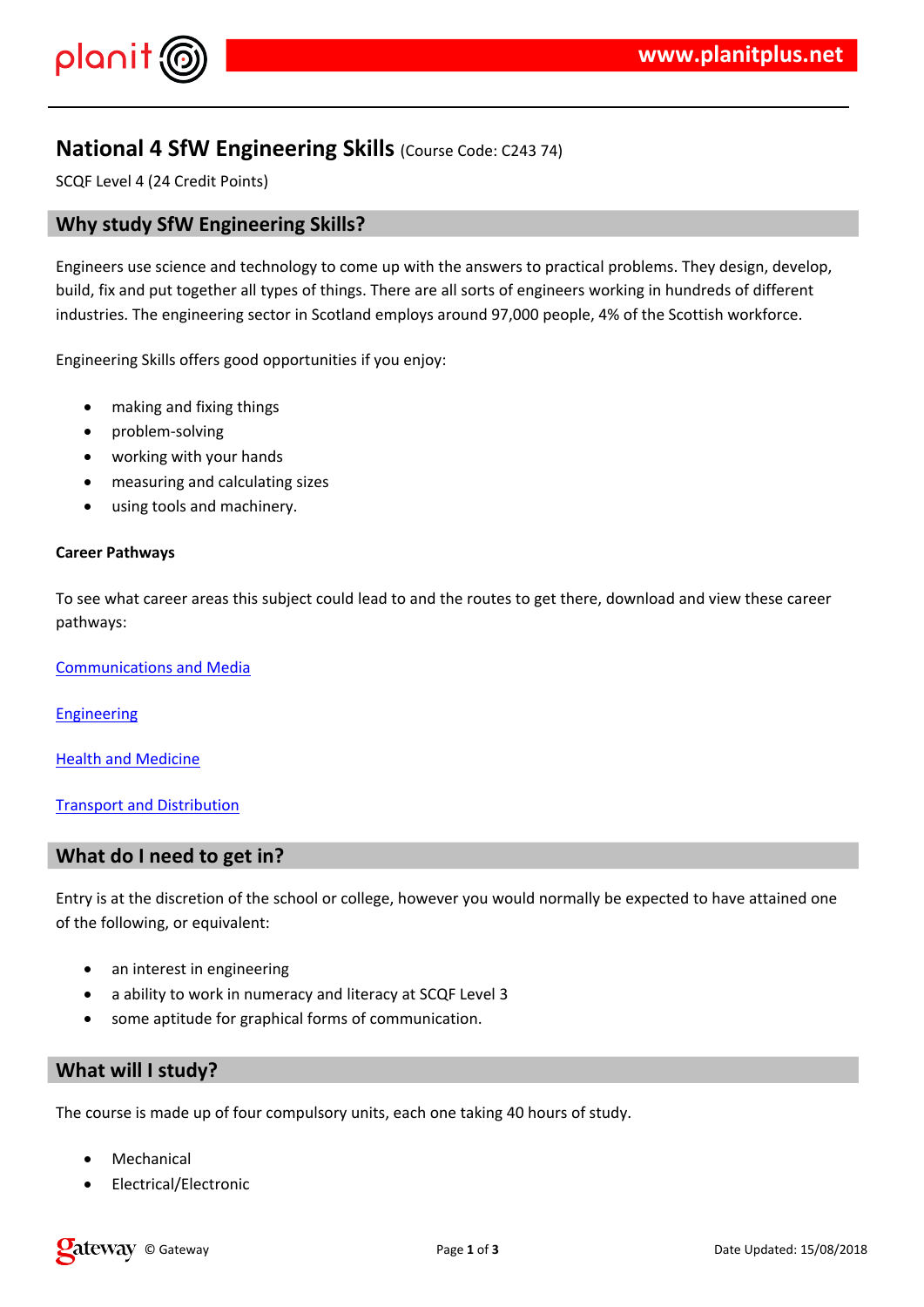# National 4 SfW Engineering Skills (Course Code: C243 74)

SCQF Level 4 (24 Credit Points)

## Why study SfW Engineering Skills?

Engineers use science and technology to come up with the answers to practical problems. They design, develop, build, fix and put together all types of things. There are all sorts of engineers working in hundreds of different industries. The engineering sector in Scotland employs around 97,000 people, 4% of the Scottish workforce.

Engineering Skills offers good opportunities if you enjoy:

- making and fixing things
- problem-solving
- working with your hands
- measuring and calculating sizes
- using tools and machinery.

**Career Pathways**

To see what career areas this subject could lead to and the routes to get there, download and view these career pathways:

Communications and Media

Engineering

Health and Medicine

Transport and Distribution

## What do I need to get in?

Entry is at the discretion of the school or college, however you would normally be expected to have attained one of the following, or equivalent:

- an interest in engineering
- a ability to work in numeracy and literacy at SCQF Level 3
- some aptitude for graphical forms of communication.

## What will I study?

The course is made up of four compulsory units, each one taking 40 hours of study.

- Mechanical
- Electrical/Electronic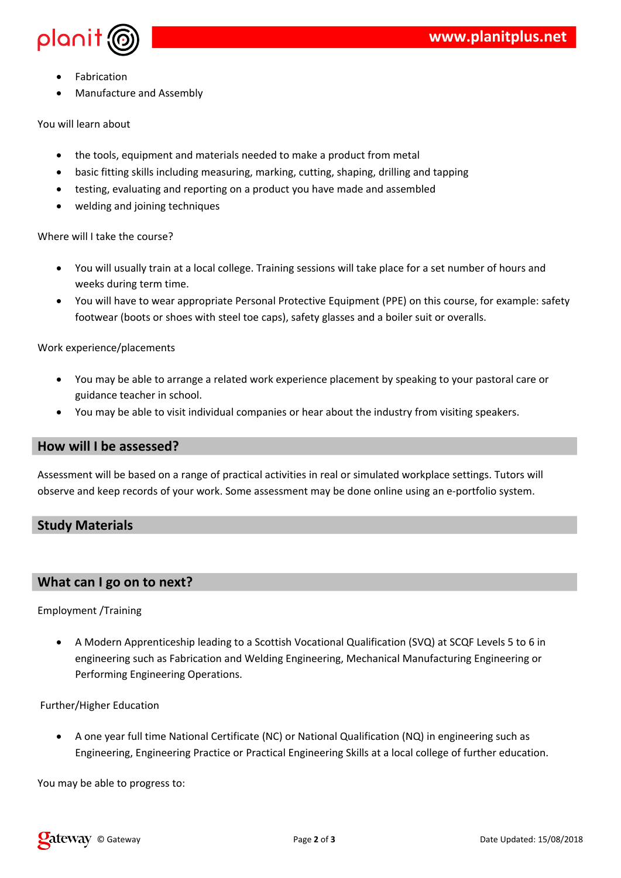- Fabrication
- Manufacture and Assembly

You will learn about

- the tools, equipment and materials needed to make a product from metal
- basic fitting skills including measuring, marking, cutting, shaping, drilling and tapping
- testing, evaluating and reporting on a product you have made and assembled
- welding and joining techniques

Where will I take the course?

- You will usually train at a local college. Training sessions will take place for a set number of hours and weeks during term time.
- You will have to wear appropriate Personal Protective Equipment (PPE) on this course, for example: safety footwear (boots or shoes with steel toe caps), safety glasses and a boiler suit or overalls.

Work experience/placements

- You may be able to arrange a related work experience placement by speaking to your pastoral care or guidance teacher in school.
- You may be able to visit individual companies or hear about the industry from visiting speakers.

## How will I be assessed?

Assessment will be based on a range of practical activities in real or simulated workplace settings. Tutors will observe and keep records of your work. Some assessment may be done online using an e-portfolio system.

## Study Materials

## What can I go on to next?

Employment /Training

- A Modern Apprenticeship leading to a Scottish Vocational Qualification (SVQ) at SCQF Levels 5 to 6 in engineering such as Fabrication and Welding Engineering, Mechanical Manufacturing Engineering or Performing Engineering Operations.

Further/Higher Education

- A one year full time National Certificate (NC) or National Qualification (NQ) in engineering such as Engineering, Engineering Practice or Practical Engineering Skills at a local college of further education.

You may be able to progress to: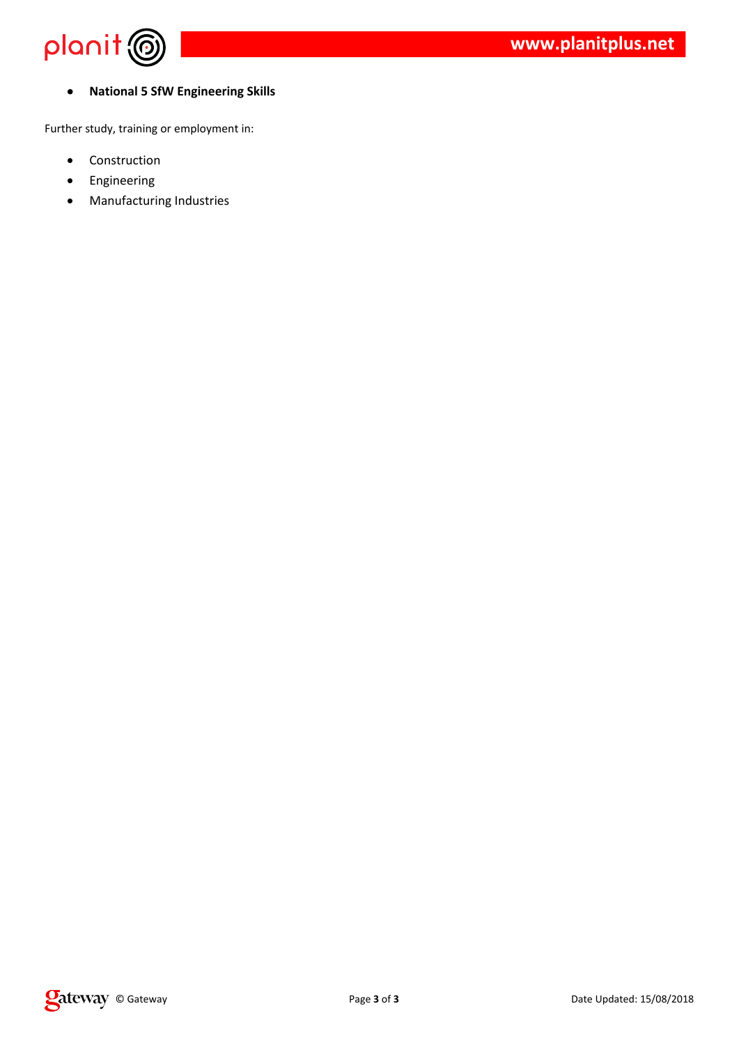- **National 5 SfW Engineering Skills**

Further study, training or employment in:

- Construction
- Engineering
- Manufacturing Industries